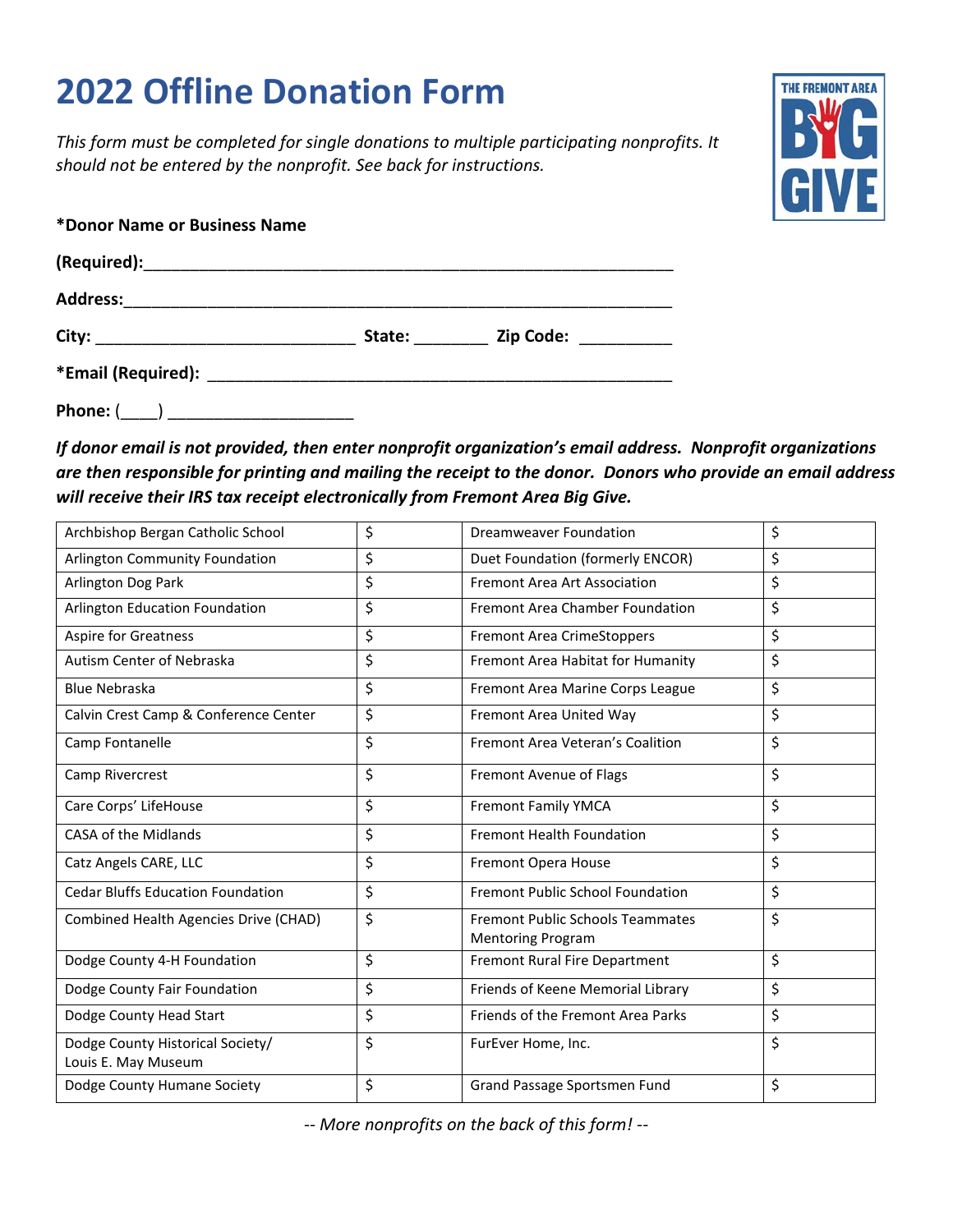# 2022 Offline Donation Form

*This form must be completed for single donations to multiple participating nonprofits. It should not be entered by the nonprofit. See back for instructions.*

**\*Donor Name or Business Name**

**(Required):**_______________________________________________________

**Address:**_________________________________________________________

**City:** ___________________________ **State:** ________ **Zip Code:** __________

**\*Email (Required):** _______________________________________________

**Phone:** (____) ____________________

***If donor email is not provided, then enter nonprofit organization's email address. Nonprofit organizations are then responsible for printing and mailing the receipt to the donor. Donors who provide an email address will receive their IRS tax receipt electronically from Fremont Area Big Give.***

| Nonprofit | Amount | Nonprofit | Amount |
|---|---|---|---|
| Archbishop Bergan Catholic School | $ | Dreamweaver Foundation | $ |
| Arlington Community Foundation | $ | Duet Foundation (formerly ENCOR) | $ |
| Arlington Dog Park | $ | Fremont Area Art Association | $ |
| Arlington Education Foundation | $ | Fremont Area Chamber Foundation | $ |
| Aspire for Greatness | $ | Fremont Area CrimeStoppers | $ |
| Autism Center of Nebraska | $ | Fremont Area Habitat for Humanity | $ |
| Blue Nebraska | $ | Fremont Area Marine Corps League | $ |
| Calvin Crest Camp & Conference Center | $ | Fremont Area United Way | $ |
| Camp Fontanelle | $ | Fremont Area Veteran's Coalition | $ |
| Camp Rivercrest | $ | Fremont Avenue of Flags | $ |
| Care Corps' LifeHouse | $ | Fremont Family YMCA | $ |
| CASA of the Midlands | $ | Fremont Health Foundation | $ |
| Catz Angels CARE, LLC | $ | Fremont Opera House | $ |
| Cedar Bluffs Education Foundation | $ | Fremont Public School Foundation | $ |
| Combined Health Agencies Drive (CHAD) | $ | Fremont Public Schools Teammates Mentoring Program | $ |
| Dodge County 4-H Foundation | $ | Fremont Rural Fire Department | $ |
| Dodge County Fair Foundation | $ | Friends of Keene Memorial Library | $ |
| Dodge County Head Start | $ | Friends of the Fremont Area Parks | $ |
| Dodge County Historical Society/ Louis E. May Museum | $ | FurEver Home, Inc. | $ |
| Dodge County Humane Society | $ | Grand Passage Sportsmen Fund | $ |

*-- More nonprofits on the back of this form! --*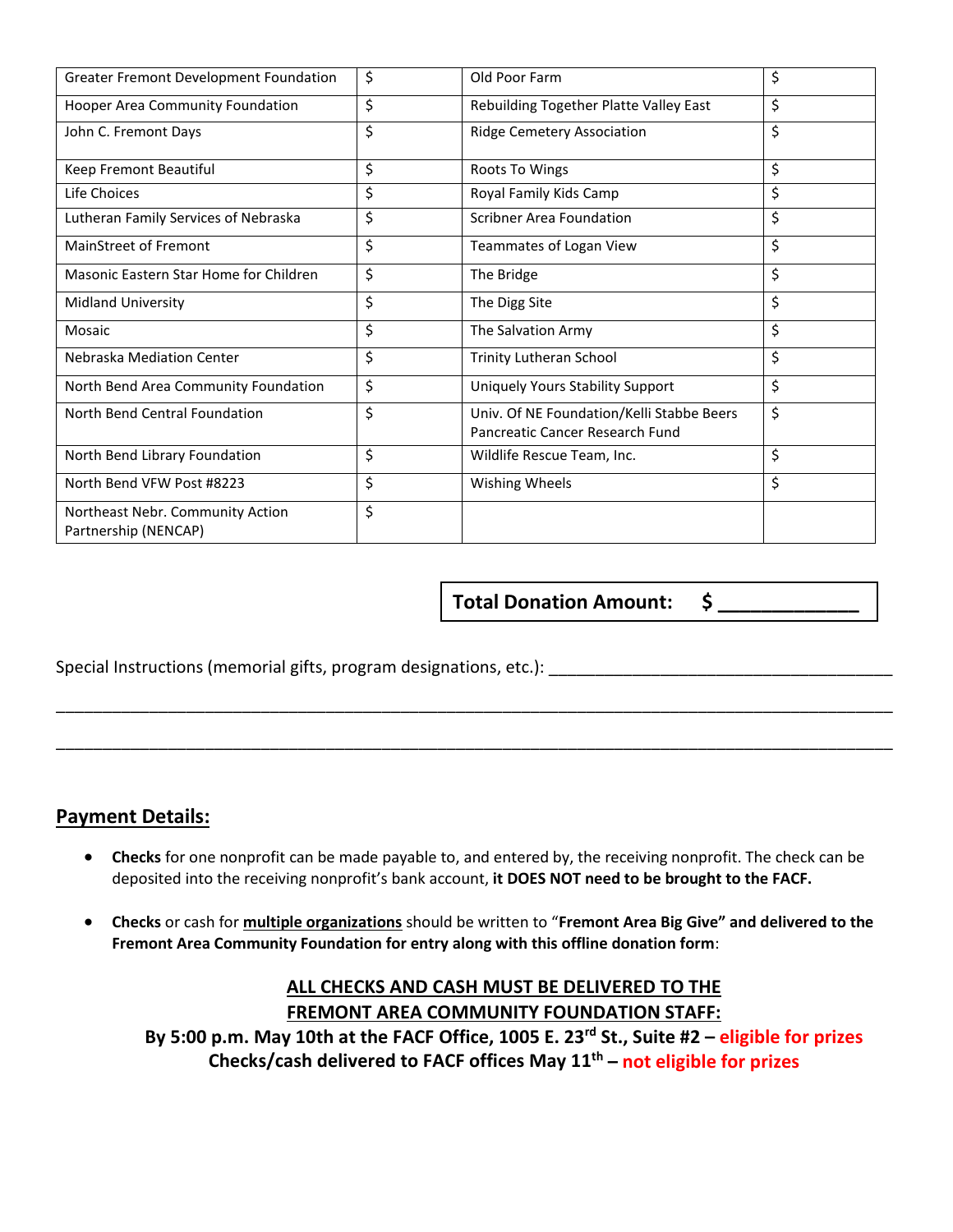| | | | |
|---|---|---|---|
| Greater Fremont Development Foundation | $ | Old Poor Farm | $ |
| Hooper Area Community Foundation | $ | Rebuilding Together Platte Valley East | $ |
| John C. Fremont Days | $ | Ridge Cemetery Association | $ |
| Keep Fremont Beautiful | $ | Roots To Wings | $ |
| Life Choices | $ | Royal Family Kids Camp | $ |
| Lutheran Family Services of Nebraska | $ | Scribner Area Foundation | $ |
| MainStreet of Fremont | $ | Teammates of Logan View | $ |
| Masonic Eastern Star Home for Children | $ | The Bridge | $ |
| Midland University | $ | The Digg Site | $ |
| Mosaic | $ | The Salvation Army | $ |
| Nebraska Mediation Center | $ | Trinity Lutheran School | $ |
| North Bend Area Community Foundation | $ | Uniquely Yours Stability Support | $ |
| North Bend Central Foundation | $ | Univ. Of NE Foundation/Kelli Stabbe Beers Pancreatic Cancer Research Fund | $ |
| North Bend Library Foundation | $ | Wildlife Rescue Team, Inc. | $ |
| North Bend VFW Post #8223 | $ | Wishing Wheels | $ |
| Northeast Nebr. Community Action Partnership (NENCAP) | $ | | |

**Total Donation Amount: $ ____________**

Special Instructions (memorial gifts, program designations, etc.): ____________________________________

______________________________________________________________________________________

______________________________________________________________________________________

## Payment Details:

- **Checks** for one nonprofit can be made payable to, and entered by, the receiving nonprofit. The check can be deposited into the receiving nonprofit's bank account, **it DOES NOT need to be brought to the FACF.**

- **Checks** or cash for **multiple organizations** should be written to "**Fremont Area Big Give" and delivered to the Fremont Area Community Foundation for entry along with this offline donation form**:

**ALL CHECKS AND CASH MUST BE DELIVERED TO THE FREMONT AREA COMMUNITY FOUNDATION STAFF:**

**By 5:00 p.m. May 10th at the FACF Office, 1005 E. 23rd St., Suite #2 – eligible for prizes**

**Checks/cash delivered to FACF offices May 11th – not eligible for prizes**